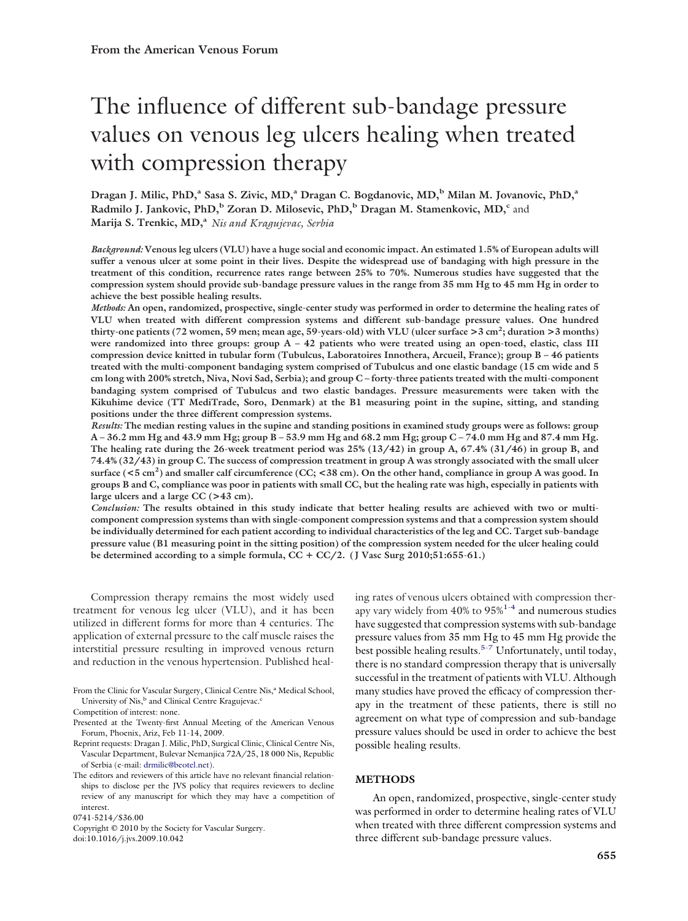From the American Venous Forum

# The influence of different sub-bandage pressure values on venous leg ulcers healing when treated with compression therapy

**Dragan J. Milic, PhD,[a] Sasa S. Zivic, MD,[a] Dragan C. Bogdanovic, MD,[b] Milan M. Jovanovic, PhD,[a] Radmilo J. Jankovic, PhD,[b] Zoran D. Milosevic, PhD,[b] Dragan M. Stamenkovic, MD,[c] and Marija S. Trenkic, MD,[a]** *Nis and Kragujevac, Serbia*

***Background:*** **Venous leg ulcers (VLU) have a huge social and economic impact. An estimated 1.5% of European adults will suffer a venous ulcer at some point in their lives. Despite the widespread use of bandaging with high pressure in the treatment of this condition, recurrence rates range between 25% to 70%. Numerous studies have suggested that the compression system should provide sub-bandage pressure values in the range from 35 mm Hg to 45 mm Hg in order to achieve the best possible healing results.**

***Methods:*** **An open, randomized, prospective, single-center study was performed in order to determine the healing rates of VLU when treated with different compression systems and different sub-bandage pressure values. One hundred thirty-one patients (72 women, 59 men; mean age, 59-years-old) with VLU (ulcer surface >3 cm$^2$; duration >3 months) were randomized into three groups: group A – 42 patients who were treated using an open-toed, elastic, class III compression device knitted in tubular form (Tubulcus, Laboratoires Innothera, Arcueil, France); group B – 46 patients treated with the multi-component bandaging system comprised of Tubulcus and one elastic bandage (15 cm wide and 5 cm long with 200% stretch, Niva, Novi Sad, Serbia); and group C – forty-three patients treated with the multi-component bandaging system comprised of Tubulcus and two elastic bandages. Pressure measurements were taken with the Kikuhime device (TT MediTrade, Soro, Denmark) at the B1 measuring point in the supine, sitting, and standing positions under the three different compression systems.**

***Results:*** **The median resting values in the supine and standing positions in examined study groups were as follows: group A – 36.2 mm Hg and 43.9 mm Hg; group B – 53.9 mm Hg and 68.2 mm Hg; group C – 74.0 mm Hg and 87.4 mm Hg. The healing rate during the 26-week treatment period was 25% (13/42) in group A, 67.4% (31/46) in group B, and 74.4% (32/43) in group C. The success of compression treatment in group A was strongly associated with the small ulcer surface (<5 cm$^2$) and smaller calf circumference (CC; <38 cm). On the other hand, compliance in group A was good. In groups B and C, compliance was poor in patients with small CC, but the healing rate was high, especially in patients with large ulcers and a large CC (>43 cm).**

***Conclusion:*** **The results obtained in this study indicate that better healing results are achieved with two or multi-component compression systems than with single-component compression systems and that a compression system should be individually determined for each patient according to individual characteristics of the leg and CC. Target sub-bandage pressure value (B1 measuring point in the sitting position) of the compression system needed for the ulcer healing could be determined according to a simple formula, CC + CC/2. (J Vasc Surg 2010;51:655-61.)**

Compression therapy remains the most widely used treatment for venous leg ulcer (VLU), and it has been utilized in different forms for more than 4 centuries. The application of external pressure to the calf muscle raises the interstitial pressure resulting in improved venous return and reduction in the venous hypertension. Published healing rates of venous ulcers obtained with compression therapy vary widely from 40% to 95%[1-4] and numerous studies have suggested that compression systems with sub-bandage pressure values from 35 mm Hg to 45 mm Hg provide the best possible healing results.[5-7] Unfortunately, until today, there is no standard compression therapy that is universally successful in the treatment of patients with VLU. Although many studies have proved the efficacy of compression therapy in the treatment of these patients, there is still no agreement on what type of compression and sub-bandage pressure values should be used in order to achieve the best possible healing results.

From the Clinic for Vascular Surgery, Clinical Centre Nis,[a] Medical School, University of Nis,[b] and Clinical Centre Kragujevac.[c]

Competition of interest: none.

Presented at the Twenty-first Annual Meeting of the American Venous Forum, Phoenix, Ariz, Feb 11-14, 2009.

Reprint requests: Dragan J. Milic, PhD, Surgical Clinic, Clinical Centre Nis, Vascular Department, Bulevar Nemanjica 72A/25, 18 000 Nis, Republic of Serbia (e-mail: drmilic@beotel.net).

The editors and reviewers of this article have no relevant financial relationships to disclose per the JVS policy that requires reviewers to decline review of any manuscript for which they may have a competition of interest.

0741-5214/$36.00

Copyright © 2010 by the Society for Vascular Surgery.

doi:10.1016/j.jvs.2009.10.042

## METHODS

An open, randomized, prospective, single-center study was performed in order to determine healing rates of VLU when treated with three different compression systems and three different sub-bandage pressure values.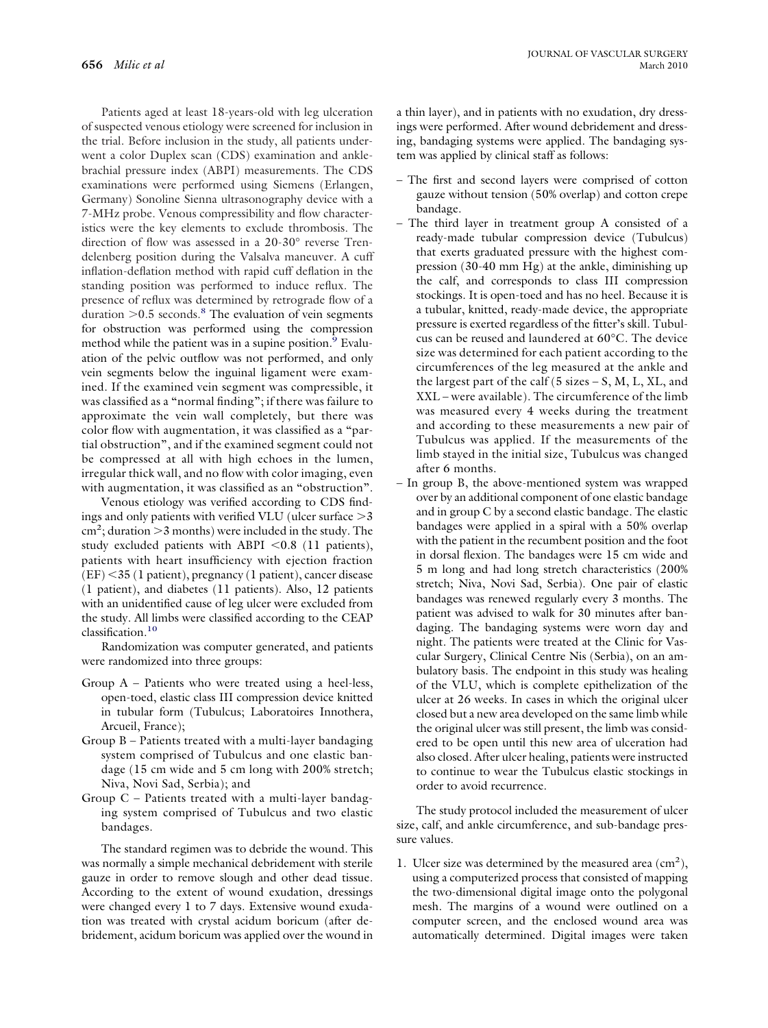Patients aged at least 18-years-old with leg ulceration of suspected venous etiology were screened for inclusion in the trial. Before inclusion in the study, all patients underwent a color Duplex scan (CDS) examination and ankle-brachial pressure index (ABPI) measurements. The CDS examinations were performed using Siemens (Erlangen, Germany) Sonoline Sienna ultrasonography device with a 7-MHz probe. Venous compressibility and flow characteristics were the key elements to exclude thrombosis. The direction of flow was assessed in a 20-30° reverse Trendelenburg position during the Valsalva maneuver. A cuff inflation-deflation method with rapid cuff deflation in the standing position was performed to induce reflux. The presence of reflux was determined by retrograde flow of a duration >0.5 seconds.[8] The evaluation of vein segments for obstruction was performed using the compression method while the patient was in a supine position.[9] Evaluation of the pelvic outflow was not performed, and only vein segments below the inguinal ligament were examined. If the examined vein segment was compressible, it was classified as a "normal finding"; if there was failure to approximate the vein wall completely, but there was color flow with augmentation, it was classified as a "partial obstruction", and if the examined segment could not be compressed at all with high echoes in the lumen, irregular thick wall, and no flow with color imaging, even with augmentation, it was classified as an "obstruction".

Venous etiology was verified according to CDS findings and only patients with verified VLU (ulcer surface >3 $cm^2$; duration >3 months) were included in the study. The study excluded patients with ABPI <0.8 (11 patients), patients with heart insufficiency with ejection fraction (EF) <35 (1 patient), pregnancy (1 patient), cancer disease (1 patient), and diabetes (11 patients). Also, 12 patients with an unidentified cause of leg ulcer were excluded from the study. All limbs were classified according to the CEAP classification.[10]

Randomization was computer generated, and patients were randomized into three groups:

Group A – Patients who were treated using a heel-less, open-toed, elastic class III compression device knitted in tubular form (Tubulcus; Laboratoires Innothera, Arcueil, France);

Group B – Patients treated with a multi-layer bandaging system comprised of Tubulcus and one elastic bandage (15 cm wide and 5 cm long with 200% stretch; Niva, Novi Sad, Serbia); and

Group C – Patients treated with a multi-layer bandaging system comprised of Tubulcus and two elastic bandages.

The standard regimen was to debride the wound. This was normally a simple mechanical debridement with sterile gauze in order to remove slough and other dead tissue. According to the extent of wound exudation, dressings were changed every 1 to 7 days. Extensive wound exudation was treated with crystal acidum boricum (after debridement, acidum boricum was applied over the wound in a thin layer), and in patients with no exudation, dry dressings were performed. After wound debridement and dressing, bandaging systems were applied. The bandaging system was applied by clinical staff as follows:

- The first and second layers were comprised of cotton gauze without tension (50% overlap) and cotton crepe bandage.
- The third layer in treatment group A consisted of a ready-made tubular compression device (Tubulcus) that exerts graduated pressure with the highest compression (30-40 mm Hg) at the ankle, diminishing up the calf, and corresponds to class III compression stockings. It is open-toed and has no heel. Because it is a tubular, knitted, ready-made device, the appropriate pressure is exerted regardless of the fitter's skill. Tubulcus can be reused and laundered at 60°C. The device size was determined for each patient according to the circumferences of the leg measured at the ankle and the largest part of the calf (5 sizes – S, M, L, XL, and XXL – were available). The circumference of the limb was measured every 4 weeks during the treatment and according to these measurements a new pair of Tubulcus was applied. If the measurements of the limb stayed in the initial size, Tubulcus was changed after 6 months.
- In group B, the above-mentioned system was wrapped over by an additional component of one elastic bandage and in group C by a second elastic bandage. The elastic bandages were applied in a spiral with a 50% overlap with the patient in the recumbent position and the foot in dorsal flexion. The bandages were 15 cm wide and 5 m long and had long stretch characteristics (200% stretch; Niva, Novi Sad, Serbia). One pair of elastic bandages was renewed regularly every 3 months. The patient was advised to walk for 30 minutes after bandaging. The bandaging systems were worn day and night. The patients were treated at the Clinic for Vascular Surgery, Clinical Centre Nis (Serbia), on an ambulatory basis. The endpoint in this study was healing of the VLU, which is complete epithelization of the ulcer at 26 weeks. In cases in which the original ulcer closed but a new area developed on the same limb while the original ulcer was still present, the limb was considered to be open until this new area of ulceration had also closed. After ulcer healing, patients were instructed to continue to wear the Tubulcus elastic stockings in order to avoid recurrence.

The study protocol included the measurement of ulcer size, calf, and ankle circumference, and sub-bandage pressure values.

1. Ulcer size was determined by the measured area ($cm^2$), using a computerized process that consisted of mapping the two-dimensional digital image onto the polygonal mesh. The margins of a wound were outlined on a computer screen, and the enclosed wound area was automatically determined. Digital images were taken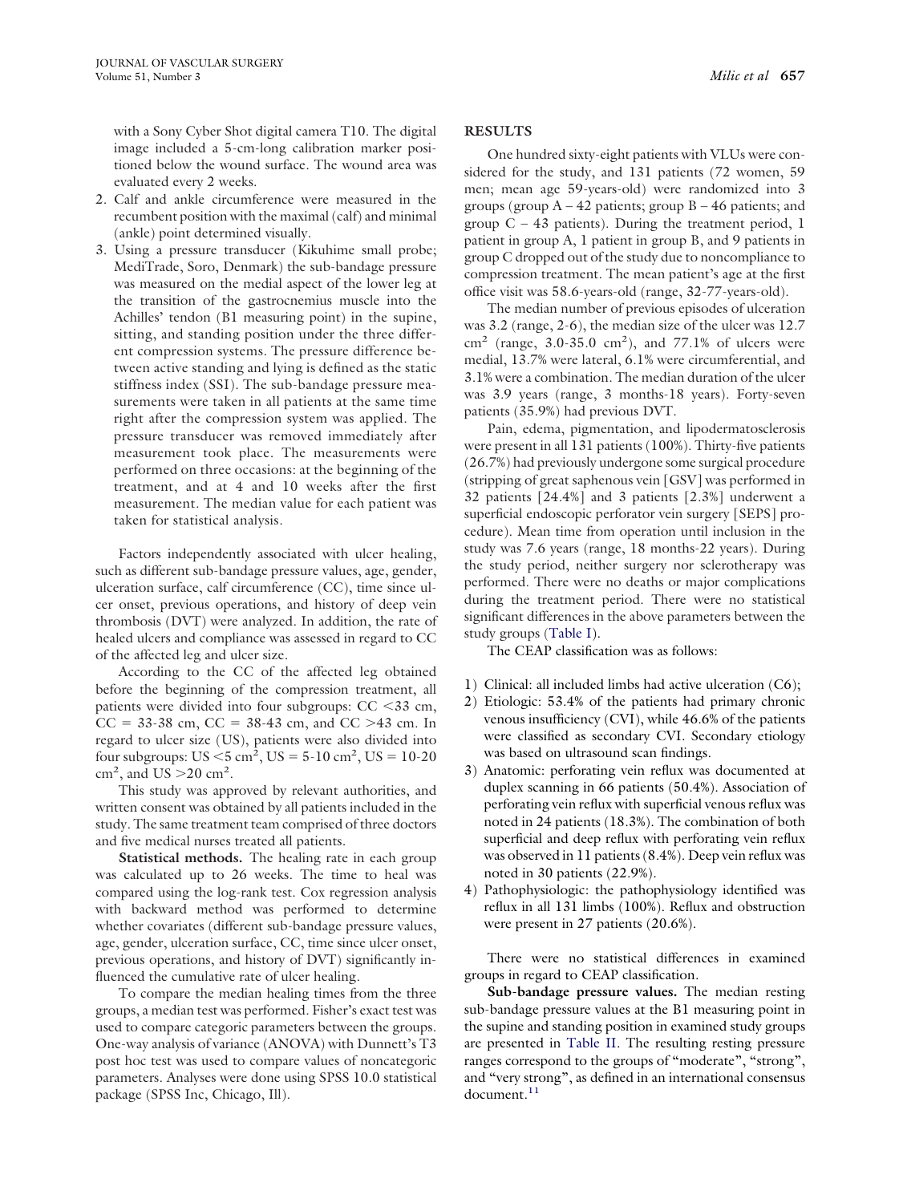with a Sony Cyber Shot digital camera T10. The digital image included a 5-cm-long calibration marker positioned below the wound surface. The wound area was evaluated every 2 weeks.

2. Calf and ankle circumference were measured in the recumbent position with the maximal (calf) and minimal (ankle) point determined visually.
3. Using a pressure transducer (Kikuhime small probe; MediTrade, Soro, Denmark) the sub-bandage pressure was measured on the medial aspect of the lower leg at the transition of the gastrocnemius muscle into the Achilles' tendon (B1 measuring point) in the supine, sitting, and standing position under the three different compression systems. The pressure difference between active standing and lying is defined as the static stiffness index (SSI). The sub-bandage pressure measurements were taken in all patients at the same time right after the compression system was applied. The pressure transducer was removed immediately after measurement took place. The measurements were performed on three occasions: at the beginning of the treatment, and at 4 and 10 weeks after the first measurement. The median value for each patient was taken for statistical analysis.

Factors independently associated with ulcer healing, such as different sub-bandage pressure values, age, gender, ulceration surface, calf circumference (CC), time since ulcer onset, previous operations, and history of deep vein thrombosis (DVT) were analyzed. In addition, the rate of healed ulcers and compliance was assessed in regard to CC of the affected leg and ulcer size.

According to the CC of the affected leg obtained before the beginning of the compression treatment, all patients were divided into four subgroups: CC <33 cm, CC = 33-38 cm, CC = 38-43 cm, and CC >43 cm. In regard to ulcer size (US), patients were also divided into four subgroups: US <5 cm$^2$, US = 5-10 cm$^2$, US = 10-20 cm$^2$, and US >20 cm$^2$.

This study was approved by relevant authorities, and written consent was obtained by all patients included in the study. The same treatment team comprised of three doctors and five medical nurses treated all patients.

**Statistical methods.** The healing rate in each group was calculated up to 26 weeks. The time to heal was compared using the log-rank test. Cox regression analysis with backward method was performed to determine whether covariates (different sub-bandage pressure values, age, gender, ulceration surface, CC, time since ulcer onset, previous operations, and history of DVT) significantly influenced the cumulative rate of ulcer healing.

To compare the median healing times from the three groups, a median test was performed. Fisher's exact test was used to compare categoric parameters between the groups. One-way analysis of variance (ANOVA) with Dunnett's T3 post hoc test was used to compare values of noncategoric parameters. Analyses were done using SPSS 10.0 statistical package (SPSS Inc, Chicago, Ill).

## RESULTS

One hundred sixty-eight patients with VLUs were considered for the study, and 131 patients (72 women, 59 men; mean age 59-years-old) were randomized into 3 groups (group A – 42 patients; group B – 46 patients; and group C – 43 patients). During the treatment period, 1 patient in group A, 1 patient in group B, and 9 patients in group C dropped out of the study due to noncompliance to compression treatment. The mean patient's age at the first office visit was 58.6-years-old (range, 32-77-years-old).

The median number of previous episodes of ulceration was 3.2 (range, 2-6), the median size of the ulcer was 12.7 cm$^2$ (range, 3.0-35.0 cm$^2$), and 77.1% of ulcers were medial, 13.7% were lateral, 6.1% were circumferential, and 3.1% were a combination. The median duration of the ulcer was 3.9 years (range, 3 months-18 years). Forty-seven patients (35.9%) had previous DVT.

Pain, edema, pigmentation, and lipodermatosclerosis were present in all 131 patients (100%). Thirty-five patients (26.7%) had previously undergone some surgical procedure (stripping of great saphenous vein [GSV] was performed in 32 patients [24.4%] and 3 patients [2.3%] underwent a superficial endoscopic perforator vein surgery [SEPS] procedure). Mean time from operation until inclusion in the study was 7.6 years (range, 18 months-22 years). During the study period, neither surgery nor sclerotherapy was performed. There were no deaths or major complications during the treatment period. There were no statistical significant differences in the above parameters between the study groups (Table I).

The CEAP classification was as follows:

1) Clinical: all included limbs had active ulceration (C6);
2) Etiologic: 53.4% of the patients had primary chronic venous insufficiency (CVI), while 46.6% of the patients were classified as secondary CVI. Secondary etiology was based on ultrasound scan findings.
3) Anatomic: perforating vein reflux was documented at duplex scanning in 66 patients (50.4%). Association of perforating vein reflux with superficial venous reflux was noted in 24 patients (18.3%). The combination of both superficial and deep reflux with perforating vein reflux was observed in 11 patients (8.4%). Deep vein reflux was noted in 30 patients (22.9%).
4) Pathophysiologic: the pathophysiology identified was reflux in all 131 limbs (100%). Reflux and obstruction were present in 27 patients (20.6%).

There were no statistical differences in examined groups in regard to CEAP classification.

**Sub-bandage pressure values.** The median resting sub-bandage pressure values at the B1 measuring point in the supine and standing position in examined study groups are presented in Table II. The resulting resting pressure ranges correspond to the groups of "moderate", "strong", and "very strong", as defined in an international consensus document.[11]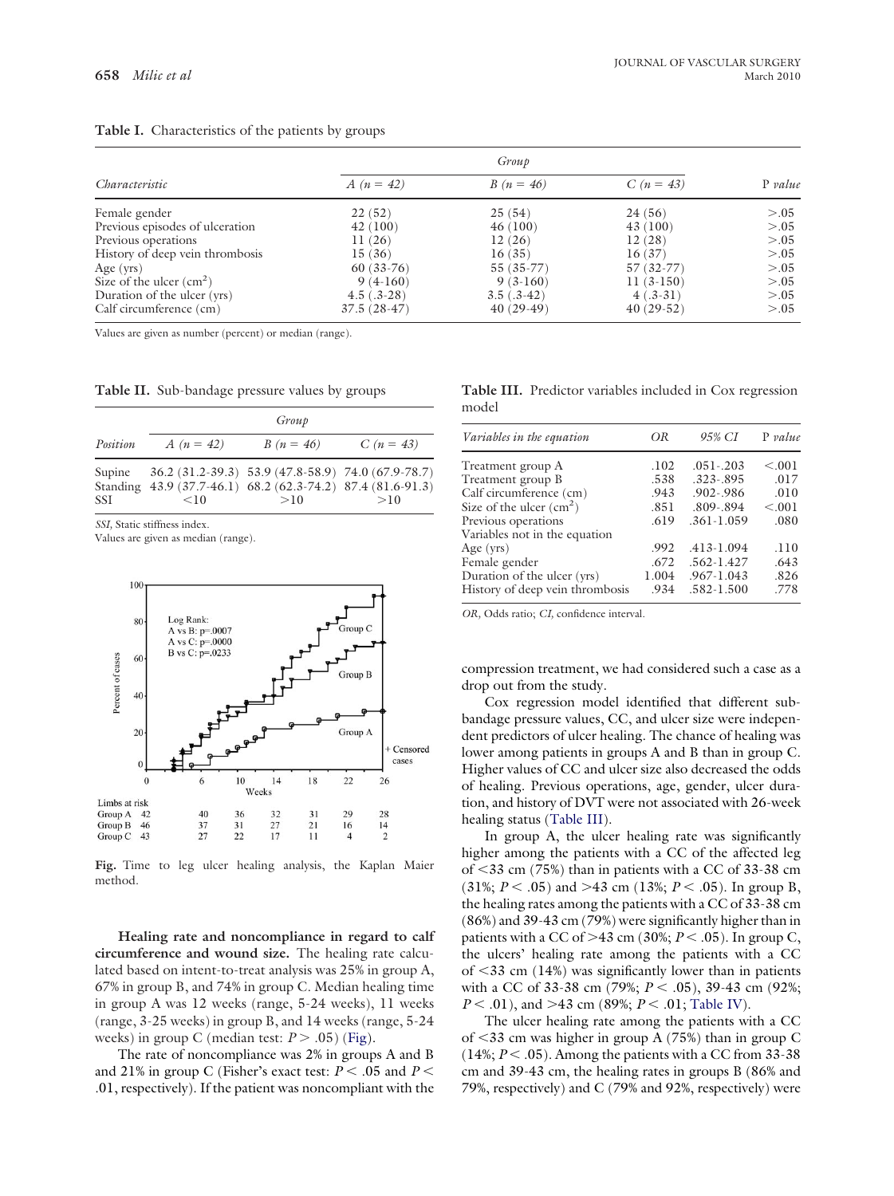**Table I.** Characteristics of the patients by groups

| Characteristic | Group | | | P value |
|---|---|---|---|---|
| | A (n = 42) | B (n = 46) | C (n = 43) | |
| Female gender | 22 (52) | 25 (54) | 24 (56) | >.05 |
| Previous episodes of ulceration | 42 (100) | 46 (100) | 43 (100) | >.05 |
| Previous operations | 11 (26) | 12 (26) | 12 (28) | >.05 |
| History of deep vein thrombosis | 15 (36) | 16 (35) | 16 (37) | >.05 |
| Age (yrs) | 60 (33-76) | 55 (35-77) | 57 (32-77) | >.05 |
| Size of the ulcer ($cm^2$) | 9 (4-160) | 9 (3-160) | 11 (3-150) | >.05 |
| Duration of the ulcer (yrs) | 4.5 (.3-28) | 3.5 (.3-42) | 4 (.3-31) | >.05 |
| Calf circumference (cm) | 37.5 (28-47) | 40 (29-49) | 40 (29-52) | >.05 |

Values are given as number (percent) or median (range).

**Table II.** Sub-bandage pressure values by groups

| Position | Group | | |
|---|---|---|---|
| | A (n = 42) | B (n = 46) | C (n = 43) |
| Supine | 36.2 (31.2-39.3) | 53.9 (47.8-58.9) | 74.0 (67.9-78.7) |
| Standing | 43.9 (37.7-46.1) | 68.2 (62.3-74.2) | 87.4 (81.6-91.3) |
| SSI | <10 | >10 | >10 |

*SSI,* Static stiffness index.
Values are given as median (range).

**Fig.** Time to leg ulcer healing analysis, the Kaplan Maier method.

**Healing rate and noncompliance in regard to calf circumference and wound size.** The healing rate calculated based on intent-to-treat analysis was 25% in group A, 67% in group B, and 74% in group C. Median healing time in group A was 12 weeks (range, 5-24 weeks), 11 weeks (range, 3-25 weeks) in group B, and 14 weeks (range, 5-24 weeks) in group C (median test: $P > .05$) (Fig).

The rate of noncompliance was 2% in groups A and B and 21% in group C (Fisher's exact test: $P < .05$ and $P < .01$, respectively). If the patient was noncompliant with the compression treatment, we had considered such a case as a drop out from the study.

**Table III.** Predictor variables included in Cox regression model

| Variables in the equation | OR | 95% CI | P value |
|---|---|---|---|
| Treatment group A | .102 | .051-.203 | <.001 |
| Treatment group B | .538 | .323-.895 | .017 |
| Calf circumference (cm) | .943 | .902-.986 | .010 |
| Size of the ulcer ($cm^2$) | .851 | .809-.894 | <.001 |
| Previous operations | .619 | .361-1.059 | .080 |
| Variables not in the equation | | | |
| Age (yrs) | .992 | .413-1.094 | .110 |
| Female gender | .672 | .562-1.427 | .643 |
| Duration of the ulcer (yrs) | 1.004 | .967-1.043 | .826 |
| History of deep vein thrombosis | .934 | .582-1.500 | .778 |

*OR,* Odds ratio; *CI,* confidence interval.

Cox regression model identified that different sub-bandage pressure values, CC, and ulcer size were independent predictors of ulcer healing. The chance of healing was lower among patients in groups A and B than in group C. Higher values of CC and ulcer size also decreased the odds of healing. Previous operations, age, gender, ulcer duration, and history of DVT were not associated with 26-week healing status (Table III).

In group A, the ulcer healing rate was significantly higher among the patients with a CC of the affected leg of <33 cm (75%) than in patients with a CC of 33-38 cm (31%; $P < .05$) and >43 cm (13%; $P < .05$). In group B, the healing rates among the patients with a CC of 33-38 cm (86%) and 39-43 cm (79%) were significantly higher than in patients with a CC of >43 cm (30%; $P < .05$). In group C, the ulcers' healing rate among the patients with a CC of <33 cm (14%) was significantly lower than in patients with a CC of 33-38 cm (79%; $P < .05$), 39-43 cm (92%; $P < .01$), and >43 cm (89%; $P < .01$; Table IV).

The ulcer healing rate among the patients with a CC of <33 cm was higher in group A (75%) than in group C (14%; $P < .05$). Among the patients with a CC from 33-38 cm and 39-43 cm, the healing rates in groups B (86% and 79%, respectively) and C (79% and 92%, respectively) were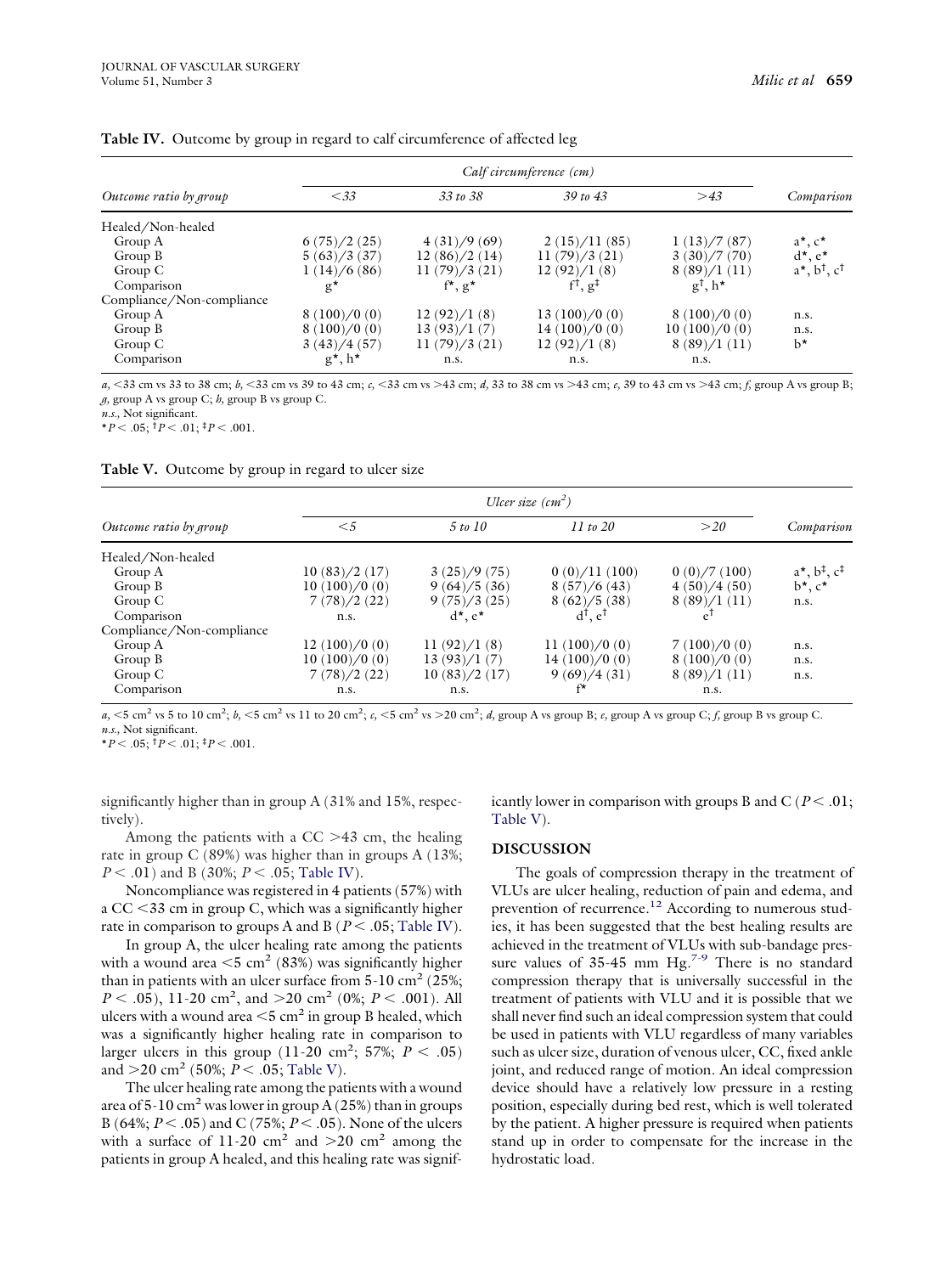**Table IV.** Outcome by group in regard to calf circumference of affected leg

| Outcome ratio by group | Calf circumference (cm) | | | | Comparison |
|---|---|---|---|---|---|
| | <33 | 33 to 38 | 39 to 43 | >43 | |
| Healed/Non-healed | | | | | |
| Group A | 6 (75)/2 (25) | 4 (31)/9 (69) | 2 (15)/11 (85) | 1 (13)/7 (87) | a*, c* |
| Group B | 5 (63)/3 (37) | 12 (86)/2 (14) | 11 (79)/3 (21) | 3 (30)/7 (70) | d*, e* |
| Group C | 1 (14)/6 (86) | 11 (79)/3 (21) | 12 (92)/1 (8) | 8 (89)/1 (11) | a*, b†, c† |
| Comparison | g* | f*, g* | f†, g‡ | g†, h* | |
| Compliance/Non-compliance | | | | | |
| Group A | 8 (100)/0 (0) | 12 (92)/1 (8) | 13 (100)/0 (0) | 8 (100)/0 (0) | n.s. |
| Group B | 8 (100)/0 (0) | 13 (93)/1 (7) | 14 (100)/0 (0) | 10 (100)/0 (0) | n.s. |
| Group C | 3 (43)/4 (57) | 11 (79)/3 (21) | 12 (92)/1 (8) | 8 (89)/1 (11) | b* |
| Comparison | g*, h* | n.s. | n.s. | n.s. | |

*a,* <33 cm vs 33 to 38 cm; *b,* <33 cm vs 39 to 43 cm; *c,* <33 cm vs >43 cm; *d,* 33 to 38 cm vs >43 cm; *e,* 39 to 43 cm vs >43 cm; *f,* group A vs group B; *g,* group A vs group C; *h,* group B vs group C.
*n.s.,* Not significant.
*$P < .05$; †$P < .01$; ‡$P < .001$.

**Table V.** Outcome by group in regard to ulcer size

| Outcome ratio by group | Ulcer size ($cm^2$) | | | | Comparison |
|---|---|---|---|---|---|
| | <5 | 5 to 10 | 11 to 20 | >20 | |
| Healed/Non-healed | | | | | |
| Group A | 10 (83)/2 (17) | 3 (25)/9 (75) | 0 (0)/11 (100) | 0 (0)/7 (100) | a*, b‡, c‡ |
| Group B | 10 (100)/0 (0) | 9 (64)/5 (36) | 8 (57)/6 (43) | 4 (50)/4 (50) | b*, c* |
| Group C | 7 (78)/2 (22) | 9 (75)/3 (25) | 8 (62)/5 (38) | 8 (89)/1 (11) | n.s. |
| Comparison | n.s. | d*, e* | d†, e† | e† | |
| Compliance/Non-compliance | | | | | |
| Group A | 12 (100)/0 (0) | 11 (92)/1 (8) | 11 (100)/0 (0) | 7 (100)/0 (0) | n.s. |
| Group B | 10 (100)/0 (0) | 13 (93)/1 (7) | 14 (100)/0 (0) | 8 (100)/0 (0) | n.s. |
| Group C | 7 (78)/2 (22) | 10 (83)/2 (17) | 9 (69)/4 (31) | 8 (89)/1 (11) | n.s. |
| Comparison | n.s. | n.s. | f* | n.s. | |

*a,* <5 $cm^2$ vs 5 to 10 $cm^2$; *b,* <5 $cm^2$ vs 11 to 20 $cm^2$; *c,* <5 $cm^2$ vs >20 $cm^2$; *d,* group A vs group B; *e,* group A vs group C; *f,* group B vs group C.
*n.s.,* Not significant.
*$P < .05$; †$P < .01$; ‡$P < .001$.

significantly higher than in group A (31% and 15%, respectively).

Among the patients with a CC >43 cm, the healing rate in group C (89%) was higher than in groups A (13%; $P < .01$) and B (30%; $P < .05$; Table IV).

Noncompliance was registered in 4 patients (57%) with a CC <33 cm in group C, which was a significantly higher rate in comparison to groups A and B ($P < .05$; Table IV).

In group A, the ulcer healing rate among the patients with a wound area <5 $cm^2$ (83%) was significantly higher than in patients with an ulcer surface from 5-10 $cm^2$ (25%; $P < .05$), 11-20 $cm^2$, and >20 $cm^2$ (0%; $P < .001$). All ulcers with a wound area <5 $cm^2$ in group B healed, which was a significantly higher healing rate in comparison to larger ulcers in this group (11-20 $cm^2$; 57%; $P < .05$) and >20 $cm^2$ (50%; $P < .05$; Table V).

The ulcer healing rate among the patients with a wound area of 5-10 $cm^2$ was lower in group A (25%) than in groups B (64%; $P < .05$) and C (75%; $P < .05$). None of the ulcers with a surface of 11-20 $cm^2$ and >20 $cm^2$ among the patients in group A healed, and this healing rate was significantly lower in comparison with groups B and C ($P < .01$; Table V).

## DISCUSSION

The goals of compression therapy in the treatment of VLUs are ulcer healing, reduction of pain and edema, and prevention of recurrence.[12] According to numerous studies, it has been suggested that the best healing results are achieved in the treatment of VLUs with sub-bandage pressure values of 35-45 mm Hg.[7-9] There is no standard compression therapy that is universally successful in the treatment of patients with VLU and it is possible that we shall never find such an ideal compression system that could be used in patients with VLU regardless of many variables such as ulcer size, duration of venous ulcer, CC, fixed ankle joint, and reduced range of motion. An ideal compression device should have a relatively low pressure in a resting position, especially during bed rest, which is well tolerated by the patient. A higher pressure is required when patients stand up in order to compensate for the increase in the hydrostatic load.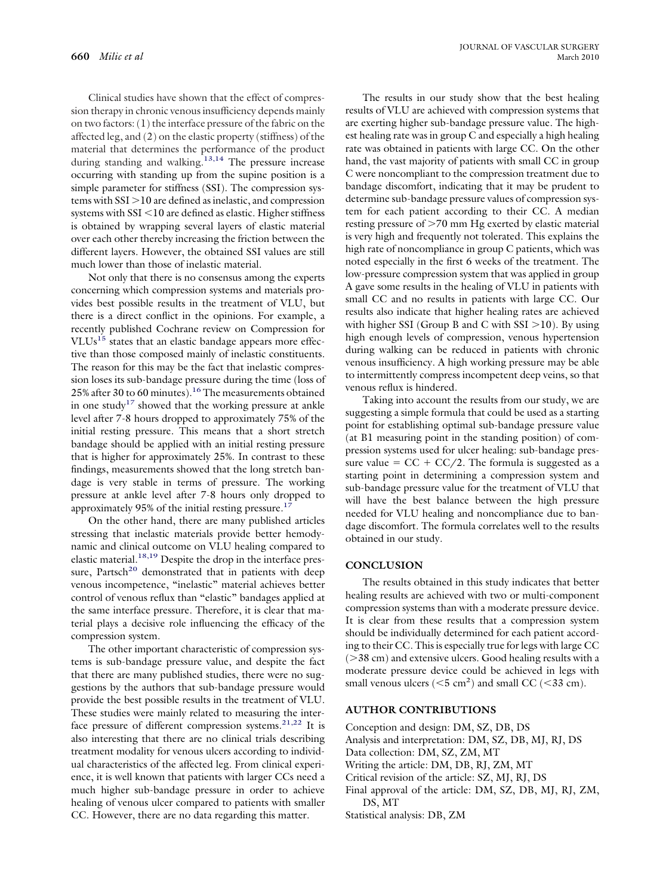Clinical studies have shown that the effect of compression therapy in chronic venous insufficiency depends mainly on two factors: (1) the interface pressure of the fabric on the affected leg, and (2) on the elastic property (stiffness) of the material that determines the performance of the product during standing and walking.[13,14] The pressure increase occurring with standing up from the supine position is a simple parameter for stiffness (SSI). The compression systems with SSI >10 are defined as inelastic, and compression systems with SSI <10 are defined as elastic. Higher stiffness is obtained by wrapping several layers of elastic material over each other thereby increasing the friction between the different layers. However, the obtained SSI values are still much lower than those of inelastic material.

Not only that there is no consensus among the experts concerning which compression systems and materials provides best possible results in the treatment of VLU, but there is a direct conflict in the opinions. For example, a recently published Cochrane review on Compression for VLUs[15] states that an elastic bandage appears more effective than those composed mainly of inelastic constituents. The reason for this may be the fact that inelastic compression loses its sub-bandage pressure during the time (loss of 25% after 30 to 60 minutes).[16] The measurements obtained in one study[17] showed that the working pressure at ankle level after 7-8 hours dropped to approximately 75% of the initial resting pressure. This means that a short stretch bandage should be applied with an initial resting pressure that is higher for approximately 25%. In contrast to these findings, measurements showed that the long stretch bandage is very stable in terms of pressure. The working pressure at ankle level after 7-8 hours only dropped to approximately 95% of the initial resting pressure.[17]

On the other hand, there are many published articles stressing that inelastic materials provide better hemodynamic and clinical outcome on VLU healing compared to elastic material.[18,19] Despite the drop in the interface pressure, Partsch[20] demonstrated that in patients with deep venous incompetence, "inelastic" material achieves better control of venous reflux than "elastic" bandages applied at the same interface pressure. Therefore, it is clear that material plays a decisive role influencing the efficacy of the compression system.

The other important characteristic of compression systems is sub-bandage pressure value, and despite the fact that there are many published studies, there were no suggestions by the authors that sub-bandage pressure would provide the best possible results in the treatment of VLU. These studies were mainly related to measuring the interface pressure of different compression systems.[21,22] It is also interesting that there are no clinical trials describing treatment modality for venous ulcers according to individual characteristics of the affected leg. From clinical experience, it is well known that patients with larger CCs need a much higher sub-bandage pressure in order to achieve healing of venous ulcer compared to patients with smaller CC. However, there are no data regarding this matter.

The results in our study show that the best healing results of VLU are achieved with compression systems that are exerting higher sub-bandage pressure value. The highest healing rate was in group C and especially a high healing rate was obtained in patients with large CC. On the other hand, the vast majority of patients with small CC in group C were noncompliant to the compression treatment due to bandage discomfort, indicating that it may be prudent to determine sub-bandage pressure values of compression system for each patient according to their CC. A median resting pressure of >70 mm Hg exerted by elastic material is very high and frequently not tolerated. This explains the high rate of noncompliance in group C patients, which was noted especially in the first 6 weeks of the treatment. The low-pressure compression system that was applied in group A gave some results in the healing of VLU in patients with small CC and no results in patients with large CC. Our results also indicate that higher healing rates are achieved with higher SSI (Group B and C with SSI >10). By using high enough levels of compression, venous hypertension during walking can be reduced in patients with chronic venous insufficiency. A high working pressure may be able to intermittently compress incompetent deep veins, so that venous reflux is hindered.

Taking into account the results from our study, we are suggesting a simple formula that could be used as a starting point for establishing optimal sub-bandage pressure value (at B1 measuring point in the standing position) of compression systems used for ulcer healing: sub-bandage pressure value = CC + CC/2. The formula is suggested as a starting point in determining a compression system and sub-bandage pressure value for the treatment of VLU that will have the best balance between the high pressure needed for VLU healing and noncompliance due to bandage discomfort. The formula correlates well to the results obtained in our study.

## CONCLUSION

The results obtained in this study indicates that better healing results are achieved with two or multi-component compression systems than with a moderate pressure device. It is clear from these results that a compression system should be individually determined for each patient according to their CC. This is especially true for legs with large CC (>38 cm) and extensive ulcers. Good healing results with a moderate pressure device could be achieved in legs with small venous ulcers (<5 $cm^2$) and small CC (<33 cm).

## AUTHOR CONTRIBUTIONS

Conception and design: DM, SZ, DB, DS
Analysis and interpretation: DM, SZ, DB, MJ, RJ, DS
Data collection: DM, SZ, ZM, MT
Writing the article: DM, DB, RJ, ZM, MT
Critical revision of the article: SZ, MJ, RJ, DS
Final approval of the article: DM, SZ, DB, MJ, RJ, ZM, DS, MT
Statistical analysis: DB, ZM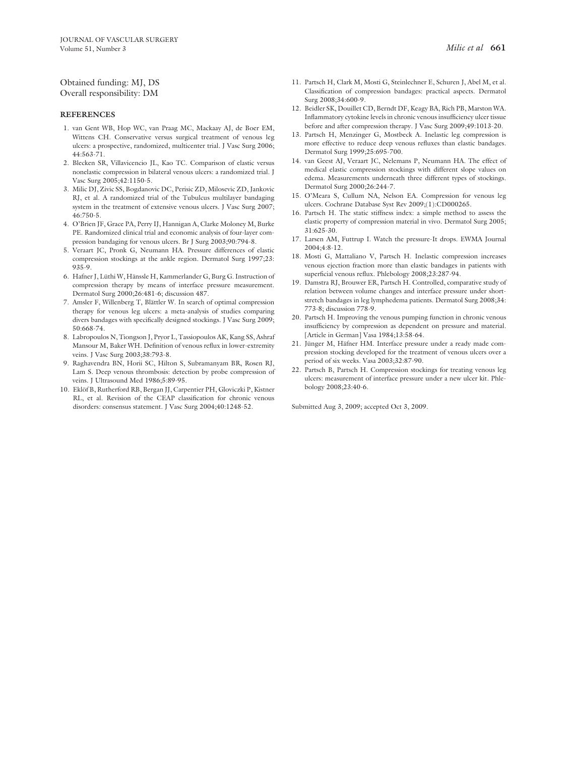Obtained funding: MJ, DS
Overall responsibility: DM

## REFERENCES

1. van Gent WB, Hop WC, van Praag MC, Mackaay AJ, de Boer EM, Wittens CH. Conservative versus surgical treatment of venous leg ulcers: a prospective, randomized, multicenter trial. J Vasc Surg 2006; 44:563-71.
2. Blecken SR, Villavicencio JL, Kao TC. Comparison of elastic versus nonelastic compression in bilateral venous ulcers: a randomized trial. J Vasc Surg 2005;42:1150-5.
3. Milic DJ, Zivic SS, Bogdanovic DC, Perisic ZD, Milosevic ZD, Jankovic RJ, et al. A randomized trial of the Tubulcus multilayer bandaging system in the treatment of extensive venous ulcers. J Vasc Surg 2007; 46:750-5.
4. O'Brien JF, Grace PA, Perry IJ, Hannigan A, Clarke Moloney M, Burke PE. Randomized clinical trial and economic analysis of four-layer compression bandaging for venous ulcers. Br J Surg 2003;90:794-8.
5. Veraart JC, Pronk G, Neumann HA. Pressure differences of elastic compression stockings at the ankle region. Dermatol Surg 1997;23: 935-9.
6. Hafner J, Lüthi W, Hänssle H, Kammerlander G, Burg G. Instruction of compression therapy by means of interface pressure measurement. Dermatol Surg 2000;26:481-6; discussion 487.
7. Amsler F, Willenberg T, Blättler W. In search of optimal compression therapy for venous leg ulcers: a meta-analysis of studies comparing divers bandages with specifically designed stockings. J Vasc Surg 2009; 50:668-74.
8. Labropoulos N, Tiongson J, Pryor L, Tassiopoulos AK, Kang SS, Ashraf Mansour M, Baker WH. Definition of venous reflux in lower-extremity veins. J Vasc Surg 2003;38:793-8.
9. Raghavendra BN, Horii SC, Hilton S, Subramanyam BR, Rosen RJ, Lam S. Deep venous thrombosis: detection by probe compression of veins. J Ultrasound Med 1986;5:89-95.
10. Eklöf B, Rutherford RB, Bergan JJ, Carpentier PH, Gloviczki P, Kistner RL, et al. Revision of the CEAP classification for chronic venous disorders: consensus statement. J Vasc Surg 2004;40:1248-52.
11. Partsch H, Clark M, Mosti G, Steinlechner E, Schuren J, Abel M, et al. Classification of compression bandages: practical aspects. Dermatol Surg 2008;34:600-9.
12. Beidler SK, Douillet CD, Berndt DF, Keagy BA, Rich PB, Marston WA. Inflammatory cytokine levels in chronic venous insufficiency ulcer tissue before and after compression therapy. J Vasc Surg 2009;49:1013-20.
13. Partsch H, Menzinger G, Mostbeck A. Inelastic leg compression is more effective to reduce deep venous refluxes than elastic bandages. Dermatol Surg 1999;25:695-700.
14. van Geest AJ, Veraart JC, Nelemans P, Neumann HA. The effect of medical elastic compression stockings with different slope values on edema. Measurements underneath three different types of stockings. Dermatol Surg 2000;26:244-7.
15. O'Meara S, Cullum NA, Nelson EA. Compression for venous leg ulcers. Cochrane Database Syst Rev 2009;(1):CD000265.
16. Partsch H. The static stiffness index: a simple method to assess the elastic property of compression material in vivo. Dermatol Surg 2005; 31:625-30.
17. Larsen AM, Futtrup I. Watch the pressure-It drops. EWMA Journal 2004;4:8-12.
18. Mosti G, Mattaliano V, Partsch H. Inelastic compression increases venous ejection fraction more than elastic bandages in patients with superficial venous reflux. Phlebology 2008;23:287-94.
19. Damstra RJ, Brouwer ER, Partsch H. Controlled, comparative study of relation between volume changes and interface pressure under short-stretch bandages in leg lymphedema patients. Dermatol Surg 2008;34: 773-8; discussion 778-9.
20. Partsch H. Improving the venous pumping function in chronic venous insufficiency by compression as dependent on pressure and material. [Article in German] Vasa 1984;13:58-64.
21. Jünger M, Häfner HM. Interface pressure under a ready made compression stocking developed for the treatment of venous ulcers over a period of six weeks. Vasa 2003;32:87-90.
22. Partsch B, Partsch H. Compression stockings for treating venous leg ulcers: measurement of interface pressure under a new ulcer kit. Phlebology 2008;23:40-6.

Submitted Aug 3, 2009; accepted Oct 3, 2009.